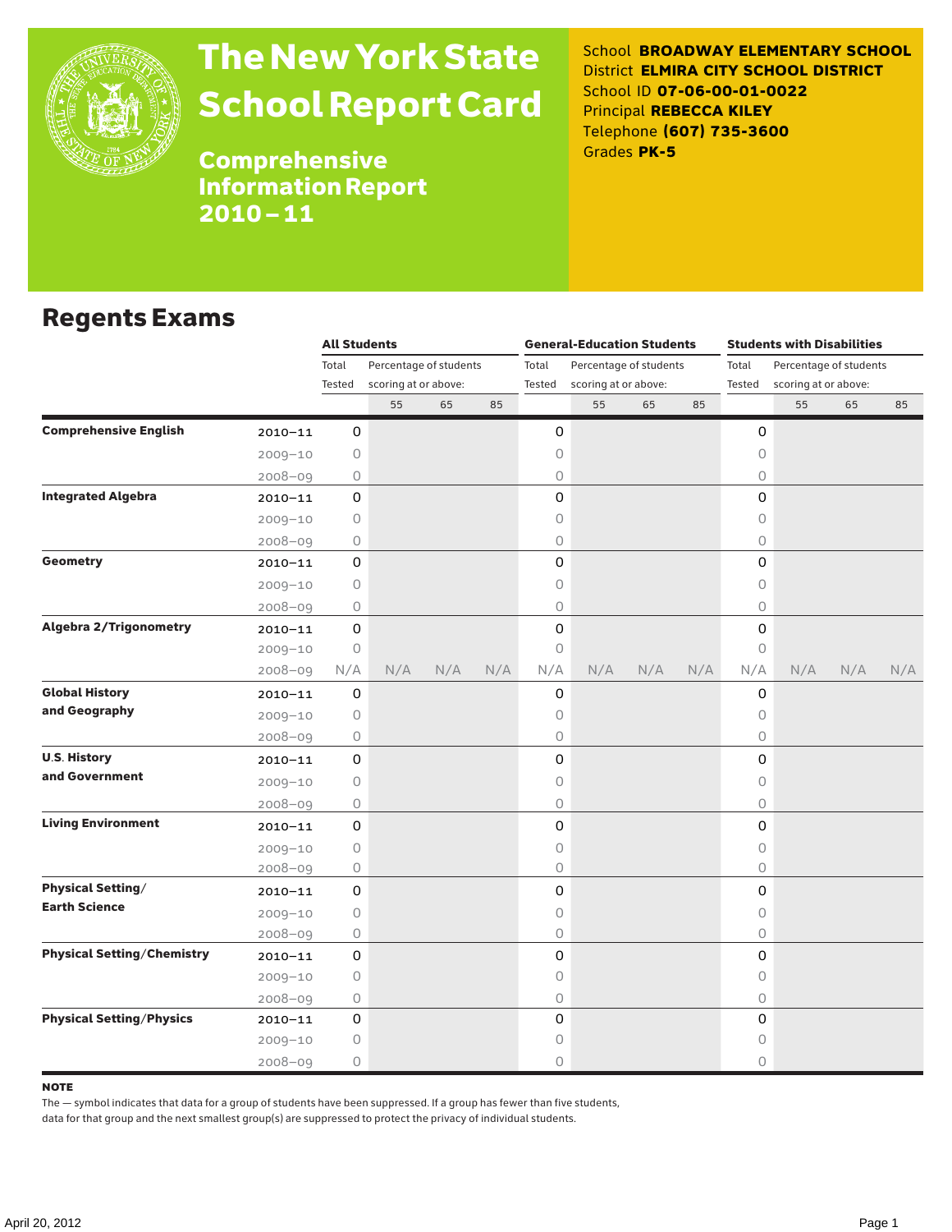# The New York State School Report Card

## Comprehensive Information Report 2010–11

School **BROADWAY ELEMENTARY SCHOOL**
District **ELMIRA CITY SCHOOL DISTRICT**
School ID **07-06-00-01-0022**
Principal **REBECCA KILEY**
Telephone **(607) 735-3600**
Grades **PK-5**

## Regents Exams

| | | All Students | | | | General-Education Students | | | | Students with Disabilities | | | |
|---|---|---|---|---|---|---|---|---|---|---|---|---|---|
| | | Total Tested | Percentage of students scoring at or above: | | | Total Tested | Percentage of students scoring at or above: | | | Total Tested | Percentage of students scoring at or above: | | |
| | | | 55 | 65 | 85 | | 55 | 65 | 85 | | 55 | 65 | 85 |
| **Comprehensive English** | 2010–11 | 0 | | | | 0 | | | | 0 | | | |
| | 2009–10 | 0 | | | | 0 | | | | 0 | | | |
| | 2008–09 | 0 | | | | 0 | | | | 0 | | | |
| **Integrated Algebra** | 2010–11 | 0 | | | | 0 | | | | 0 | | | |
| | 2009–10 | 0 | | | | 0 | | | | 0 | | | |
| | 2008–09 | 0 | | | | 0 | | | | 0 | | | |
| **Geometry** | 2010–11 | 0 | | | | 0 | | | | 0 | | | |
| | 2009–10 | 0 | | | | 0 | | | | 0 | | | |
| | 2008–09 | 0 | | | | 0 | | | | 0 | | | |
| **Algebra 2/Trigonometry** | 2010–11 | 0 | | | | 0 | | | | 0 | | | |
| | 2009–10 | 0 | | | | 0 | | | | 0 | | | |
| | 2008–09 | N/A | N/A | N/A | N/A | N/A | N/A | N/A | N/A | N/A | N/A | N/A | N/A |
| **Global History and Geography** | 2010–11 | 0 | | | | 0 | | | | 0 | | | |
| | 2009–10 | 0 | | | | 0 | | | | 0 | | | |
| | 2008–09 | 0 | | | | 0 | | | | 0 | | | |
| **U.S. History and Government** | 2010–11 | 0 | | | | 0 | | | | 0 | | | |
| | 2009–10 | 0 | | | | 0 | | | | 0 | | | |
| | 2008–09 | 0 | | | | 0 | | | | 0 | | | |
| **Living Environment** | 2010–11 | 0 | | | | 0 | | | | 0 | | | |
| | 2009–10 | 0 | | | | 0 | | | | 0 | | | |
| | 2008–09 | 0 | | | | 0 | | | | 0 | | | |
| **Physical Setting/ Earth Science** | 2010–11 | 0 | | | | 0 | | | | 0 | | | |
| | 2009–10 | 0 | | | | 0 | | | | 0 | | | |
| | 2008–09 | 0 | | | | 0 | | | | 0 | | | |
| **Physical Setting/Chemistry** | 2010–11 | 0 | | | | 0 | | | | 0 | | | |
| | 2009–10 | 0 | | | | 0 | | | | 0 | | | |
| | 2008–09 | 0 | | | | 0 | | | | 0 | | | |
| **Physical Setting/Physics** | 2010–11 | 0 | | | | 0 | | | | 0 | | | |
| | 2009–10 | 0 | | | | 0 | | | | 0 | | | |
| | 2008–09 | 0 | | | | 0 | | | | 0 | | | |

**NOTE**

The — symbol indicates that data for a group of students have been suppressed. If a group has fewer than five students, data for that group and the next smallest group(s) are suppressed to protect the privacy of individual students.

April 20, 2012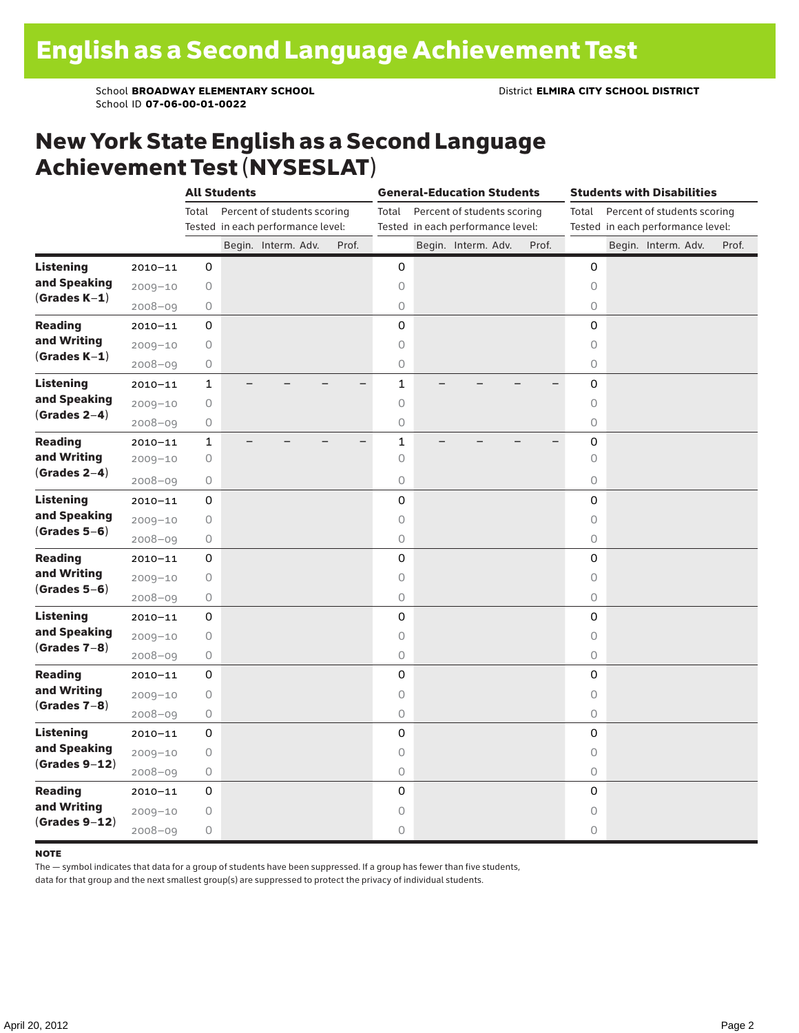# English as a Second Language Achievement Test

School **BROADWAY ELEMENTARY SCHOOL** District **ELMIRA CITY SCHOOL DISTRICT**
School ID **07-06-00-01-0022**

## New York State English as a Second Language Achievement Test (NYSESLAT)

| | | All Students | | | | | General-Education Students | | | | | Students with Disabilities | | | | |
|---|---|---|---|---|---|---|---|---|---|---|---|---|---|---|---|---|
| | | Total Tested | Percent of students scoring in each performance level: | | | | Total Tested | Percent of students scoring in each performance level: | | | | Total Tested | Percent of students scoring in each performance level: | | | |
| | | | Begin. | Interm. | Adv. | Prof. | | Begin. | Interm. | Adv. | Prof. | | Begin. | Interm. | Adv. | Prof. |
| **Listening and Speaking (Grades K–1)** | 2010–11 | 0 | | | | | 0 | | | | | 0 | | | | |
| | 2009–10 | 0 | | | | | 0 | | | | | 0 | | | | |
| | 2008–09 | 0 | | | | | 0 | | | | | 0 | | | | |
| **Reading and Writing (Grades K–1)** | 2010–11 | 0 | | | | | 0 | | | | | 0 | | | | |
| | 2009–10 | 0 | | | | | 0 | | | | | 0 | | | | |
| | 2008–09 | 0 | | | | | 0 | | | | | 0 | | | | |
| **Listening and Speaking (Grades 2–4)** | 2010–11 | 1 | – | – | – | – | 1 | – | – | – | – | 0 | | | | |
| | 2009–10 | 0 | | | | | 0 | | | | | 0 | | | | |
| | 2008–09 | 0 | | | | | 0 | | | | | 0 | | | | |
| **Reading and Writing (Grades 2–4)** | 2010–11 | 1 | – | – | – | – | 1 | – | – | – | – | 0 | | | | |
| | 2009–10 | 0 | | | | | 0 | | | | | 0 | | | | |
| | 2008–09 | 0 | | | | | 0 | | | | | 0 | | | | |
| **Listening and Speaking (Grades 5–6)** | 2010–11 | 0 | | | | | 0 | | | | | 0 | | | | |
| | 2009–10 | 0 | | | | | 0 | | | | | 0 | | | | |
| | 2008–09 | 0 | | | | | 0 | | | | | 0 | | | | |
| **Reading and Writing (Grades 5–6)** | 2010–11 | 0 | | | | | 0 | | | | | 0 | | | | |
| | 2009–10 | 0 | | | | | 0 | | | | | 0 | | | | |
| | 2008–09 | 0 | | | | | 0 | | | | | 0 | | | | |
| **Listening and Speaking (Grades 7–8)** | 2010–11 | 0 | | | | | 0 | | | | | 0 | | | | |
| | 2009–10 | 0 | | | | | 0 | | | | | 0 | | | | |
| | 2008–09 | 0 | | | | | 0 | | | | | 0 | | | | |
| **Reading and Writing (Grades 7–8)** | 2010–11 | 0 | | | | | 0 | | | | | 0 | | | | |
| | 2009–10 | 0 | | | | | 0 | | | | | 0 | | | | |
| | 2008–09 | 0 | | | | | 0 | | | | | 0 | | | | |
| **Listening and Speaking (Grades 9–12)** | 2010–11 | 0 | | | | | 0 | | | | | 0 | | | | |
| | 2009–10 | 0 | | | | | 0 | | | | | 0 | | | | |
| | 2008–09 | 0 | | | | | 0 | | | | | 0 | | | | |
| **Reading and Writing (Grades 9–12)** | 2010–11 | 0 | | | | | 0 | | | | | 0 | | | | |
| | 2009–10 | 0 | | | | | 0 | | | | | 0 | | | | |
| | 2008–09 | 0 | | | | | 0 | | | | | 0 | | | | |

**NOTE**

The — symbol indicates that data for a group of students have been suppressed. If a group has fewer than five students, data for that group and the next smallest group(s) are suppressed to protect the privacy of individual students.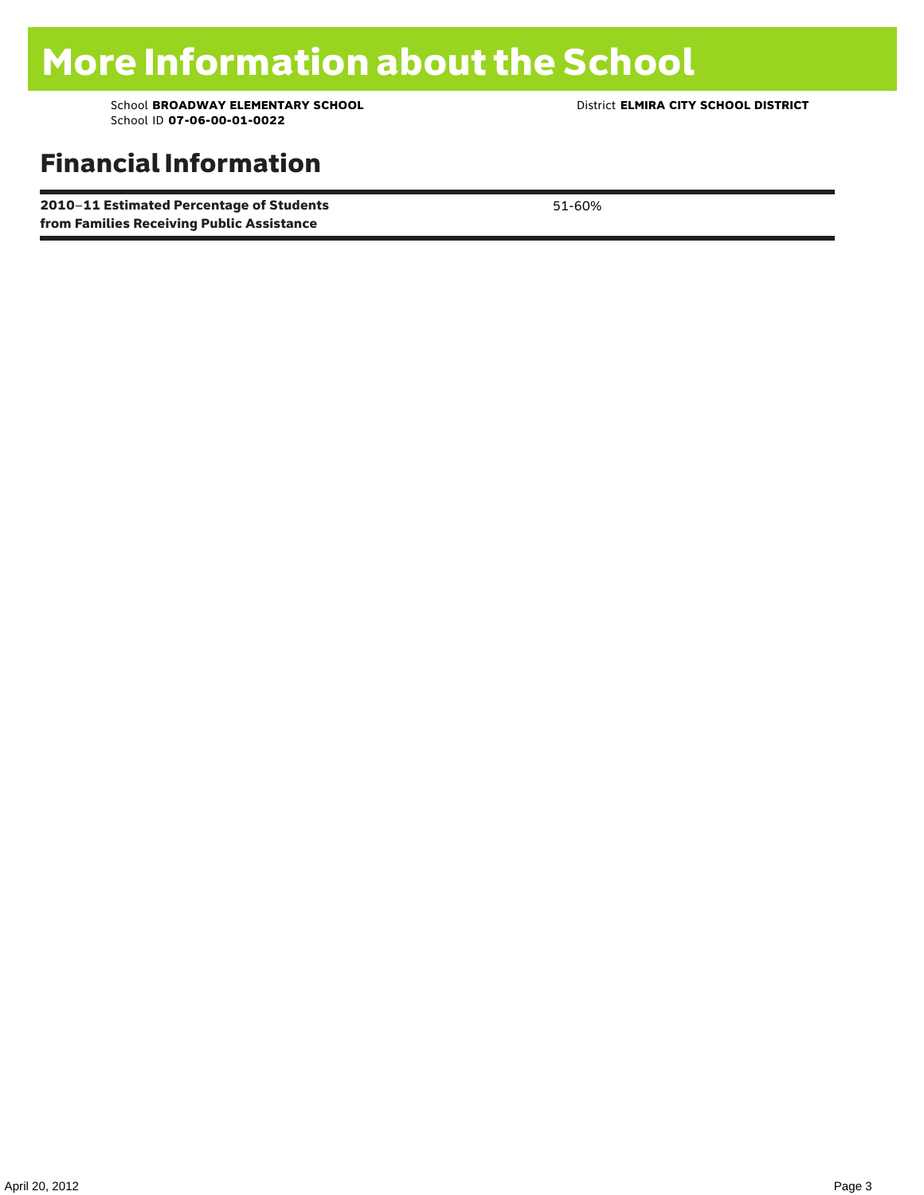# More Information about the School

School **BROADWAY ELEMENTARY SCHOOL**
School ID **07-06-00-01-0022**

District **ELMIRA CITY SCHOOL DISTRICT**

## Financial Information

| | |
|---|---|
| **2010–11 Estimated Percentage of Students from Families Receiving Public Assistance** | 51-60% |